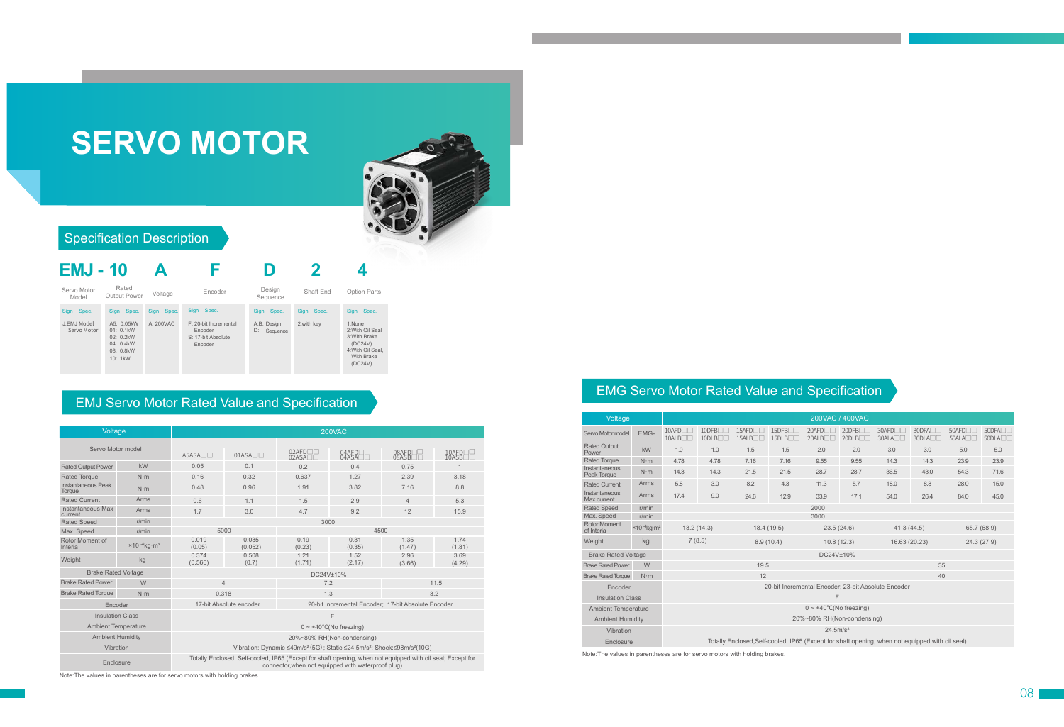# SERVO MOTOR

## Specification Description

| EMJ - 10 | A | F | D | 2 | 4 |
|---|---|---|---|---|---|
| Servo Motor Model / Rated Output Power | Voltage | Encoder | Design Sequence | Shaft End | Option Parts |

| Servo Motor Model | Rated Output Power | Voltage | Encoder | Design Sequence | Shaft End | Option Parts |
|---|---|---|---|---|---|---|
| Sign Spec. | Sign Spec. | Sign Spec. | Sign Spec. | Sign Spec. | Sign Spec. | Sign Spec. |
| J:EMJ Model Servo Motor | A5: 0.05kW<br>01: 0.1kW<br>02: 0.2kW<br>04: 0.4kW<br>08: 0.8kW<br>10: 1kW | A: 200VAC | F: 20-bit Incremental Encoder<br>S: 17-bit Absolute Encoder | A,B, Design<br>D: Sequence | 2:with key | 1:None<br>2:With Oil Seal<br>3:With Brake (DC24V)<br>4:With Oil Seal, With Brake (DC24V) |

## EMJ Servo Motor Rated Value and Specification

| Voltage | | 200VAC | | | | | |
|---|---|---|---|---|---|---|---|
| Servo Motor model | | A5ASA□□ | 01ASA□□ | 02AFD□□<br>02ASA□□ | 04AFD□□<br>04ASA□□ | 08AFD□□<br>08ASB□□ | 10AFD□□<br>10ASB□□ |
| Rated Output Power | kW | 0.05 | 0.1 | 0.2 | 0.4 | 0.75 | 1 |
| Rated Torque | N·m | 0.16 | 0.32 | 0.637 | 1.27 | 2.39 | 3.18 |
| Instantaneous Peak Torque | N·m | 0.48 | 0.96 | 1.91 | 3.82 | 7.16 | 8.8 |
| Rated Current | Arms | 0.6 | 1.1 | 1.5 | 2.9 | 4 | 5.3 |
| Instantaneous Max current | Arms | 1.7 | 3.0 | 4.7 | 9.2 | 12 | 15.9 |
| Rated Speed | r/min | 3000 | | | | | |
| Max. Speed | r/min | 5000 | | 4500 | | | |
| Rotor Moment of Interia | $\times10^{-4}$kg·m² | 0.019<br>(0.05) | 0.035<br>(0.052) | 0.19<br>(0.23) | 0.31<br>(0.35) | 1.35<br>(1.47) | 1.74<br>(1.81) |
| Weight | kg | 0.374<br>(0.566) | 0.508<br>(0.7) | 1.21<br>(1.71) | 1.52<br>(2.17) | 2.96<br>(3.66) | 3.69<br>(4.29) |
| Brake Rated Voltage | | DC24V±10% | | | | | |
| Brake Rated Power | W | 4 | | 7.2 | | 11.5 | |
| Brake Rated Torque | N·m | 0.318 | | 1.3 | | 3.2 | |
| Encoder | | 17-bit Absolute encoder | | 20-bit Incremental Encoder; 17-bit Absolute Encoder | | | |
| Insulation Class | | F | | | | | |
| Ambient Temperature | | 0 ~ +40°C(No freezing) | | | | | |
| Ambient Humidity | | 20%~80% RH(Non-condensing) | | | | | |
| Vibration | | Vibration: Dynamic ≤49m/s² (5G) ; Static ≤24.5m/s²; Shock:≤98m/s²(10G) | | | | | |
| Enclosure | | Totally Enclosed, Self-cooled, IP65 (Except for shaft opening, when not equipped with oil seal; Except for connector,when not equipped with waterproof plug) | | | | | |

Note:The values in parentheses are for servo motors with holding brakes.

## EMG Servo Motor Rated Value and Specification

| Voltage | | 200VAC / 400VAC | | | | | | | | | |
|---|---|---|---|---|---|---|---|---|---|---|---|
| Servo Motor model | EMG- | 10AFD□□<br>10ALB□□ | 10DFB□□<br>10DLB□□ | 15AFD□□<br>15ALB□□ | 15DFB□□<br>15DLB□□ | 20AFD□□<br>20ALB□□ | 20DFB□□<br>20DLB□□ | 30AFD□□<br>30ALA□□ | 30DFA□□<br>30DLA□□ | 50AFD□□<br>50ALA□□ | 50DFA□□<br>50DLA□□ |
| Rated Output Power | kW | 1.0 | 1.0 | 1.5 | 1.5 | 2.0 | 2.0 | 3.0 | 3.0 | 5.0 | 5.0 |
| Rated Torque | N·m | 4.78 | 4.78 | 7.16 | 7.16 | 9.55 | 9.55 | 14.3 | 14.3 | 23.9 | 23.9 |
| Instantaneous Peak Torque | N·m | 14.3 | 14.3 | 21.5 | 21.5 | 28.7 | 28.7 | 36.5 | 43.0 | 54.3 | 71.6 |
| Rated Current | Arms | 5.8 | 3.0 | 8.2 | 4.3 | 11.3 | 5.7 | 18.0 | 8.8 | 28.0 | 15.0 |
| Instantaneous Max current | Arms | 17.4 | 9.0 | 24.6 | 12.9 | 33.9 | 17.1 | 54.0 | 26.4 | 84.0 | 45.0 |
| Rated Speed | r/min | 2000 | | | | | | | | | |
| Max. Speed | r/min | 3000 | | | | | | | | | |
| Rotor Moment of Interia | $\times10^{-4}$kg·m² | 13.2 (14.3) | | 18.4 (19.5) | | 23.5 (24.6) | | 41.3 (44.5) | | 65.7 (68.9) | |
| Weight | kg | 7 (8.5) | | 8.9 (10.4) | | 10.8 (12.3) | | 16.63 (20.23) | | 24.3 (27.9) | |
| Brake Rated Voltage | | DC24V±10% | | | | | | | | | |
| Brake Rated Power | W | 19.5 | | | | | | 35 | | | |
| Brake Rated Torque | N·m | 12 | | | | | | 40 | | | |
| Encoder | | 20-bit Incremental Encoder; 23-bit Absolute Encoder | | | | | | | | | |
| Insulation Class | | F | | | | | | | | | |
| Ambient Temperature | | 0 ~ +40°C(No freezing) | | | | | | | | | |
| Ambient Humidity | | 20%~80% RH(Non-condensing) | | | | | | | | | |
| Vibration | | 24.5m/s² | | | | | | | | | |
| Enclosure | | Totally Enclosed,Self-cooled, IP65 (Except for shaft opening, when not equipped with oil seal) | | | | | | | | | |

Note:The values in parentheses are for servo motors with holding brakes.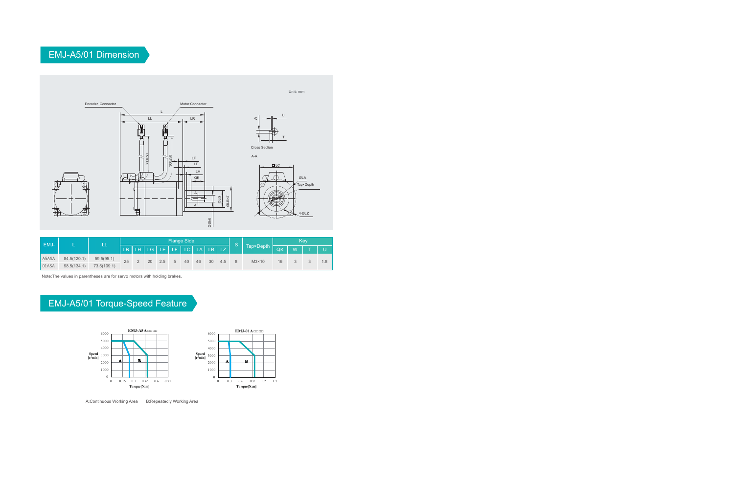## EMJ-A5/01 Dimension

Unit: mm

| EMJ- | L | LL | Flange Side | | | | | | | | | S | Tap×Depth | Key | | | |
|---|---|---|---|---|---|---|---|---|---|---|---|---|---|---|---|---|---|
| | | | LR | LH | LG | LE | LF | LC | LA | LB | LZ | | | QK | W | T | U |
| A5ASA | 84.5(120.1) | 59.5(95.1) | 25 | 2 | 20 | 2.5 | 5 | 40 | 46 | 30 | 4.5 | 8 | M3×10 | 16 | 3 | 3 | 1.8 |
| 01ASA | 98.5(134.1) | 73.5(109.1) | 25 | 2 | 20 | 2.5 | 5 | 40 | 46 | 30 | 4.5 | 8 | M3×10 | 16 | 3 | 3 | 1.8 |

Note:The values in parentheses are for servo motors with holding brakes.

## EMJ-A5/01 Torque-Speed Feature

A:Continuous Working Area B:Repeatedly Working Area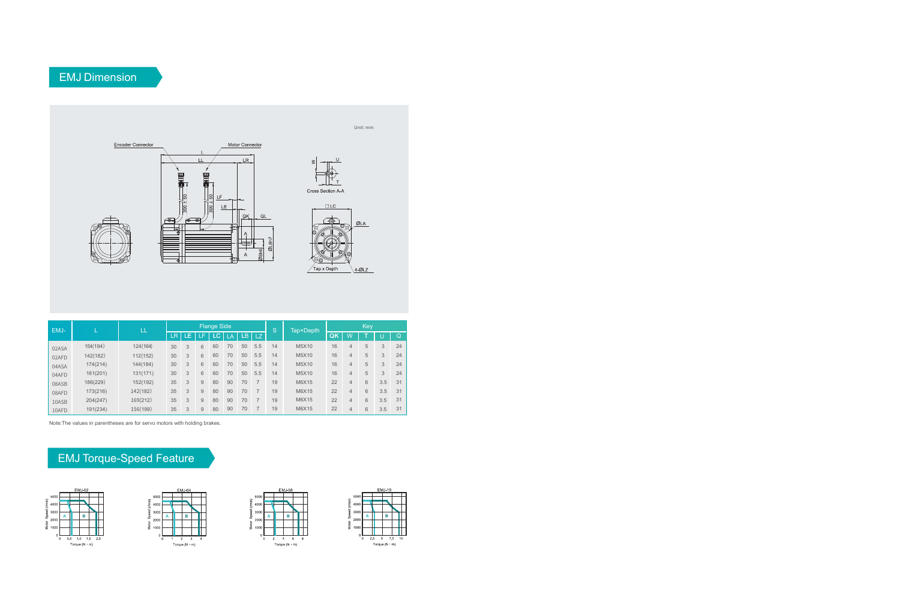## EMJ Dimension

Unit: mm

Encoder Connector

Motor Connector

L

LL

LR

LF

LE

QK

QL

300 ± 50

300 ± 50

A

A

ØLBh7

ØSh6

W

U

T

Cross Section A-A

□LC

ØLA

Tap x Depth

4-ØLZ

| EMJ- | L | LL | Flange Side | | | | | | | S | Tap×Depth | Key | | | | |
|---|---|---|---|---|---|---|---|---|---|---|---|---|---|---|---|---|
| | | | LR | LE | LF | LC | LA | LB | LZ | | | QK | W | T | U | Q |
| 02ASA | 154(194) | 124(164) | 30 | 3 | 6 | 60 | 70 | 50 | 5.5 | 14 | M5X10 | 16 | 4 | 5 | 3 | 24 |
| 02AFD | 142(182) | 112(152) | 30 | 3 | 6 | 60 | 70 | 50 | 5.5 | 14 | M5X10 | 16 | 4 | 5 | 3 | 24 |
| 04ASA | 174(214) | 144(184) | 30 | 3 | 6 | 60 | 70 | 50 | 5.5 | 14 | M5X10 | 16 | 4 | 5 | 3 | 24 |
| 04AFD | 161(201) | 131(171) | 30 | 3 | 6 | 60 | 70 | 50 | 5.5 | 14 | M5X10 | 16 | 4 | 5 | 3 | 24 |
| 08ASB | 186(229) | 152(192) | 35 | 3 | 9 | 80 | 90 | 70 | 7 | 19 | M6X15 | 22 | 4 | 6 | 3.5 | 31 |
| 08AFD | 173(216) | 142(182) | 35 | 3 | 9 | 80 | 90 | 70 | 7 | 19 | M6X15 | 22 | 4 | 6 | 3.5 | 31 |
| 10ASB | 204(247) | 169(212) | 35 | 3 | 9 | 80 | 90 | 70 | 7 | 19 | M6X15 | 22 | 4 | 6 | 3.5 | 31 |
| 10AFD | 191(234) | 156(199) | 35 | 3 | 9 | 80 | 90 | 70 | 7 | 19 | M6X15 | 22 | 4 | 6 | 3.5 | 31 |

Note:The values in parentheses are for servo motors with holding brakes.

## EMJ Torque-Speed Feature

EMJ-02

Motor Speed (r/min)

5000
4000
3000
2000
1000
0

A B

0 0.5 1.0 1.5 2.0

Torque (N・m)

EMJ-04

Motor Speed (r/min)

5000
4000
3000
2000
1000
0

A B

0 1 2 3 4

Torque (N・m)

EMJ-08

Motor Speed (r/min)

5000
4000
3000
2000
1000
0

A B

0 2 4 6 8

Torque (N・m)

EMJ-10

Motor Speed (r/min)

5000
4000
3000
2000
1000
0

A B

0 2.5 5 7.5 10

Torque (N・m)